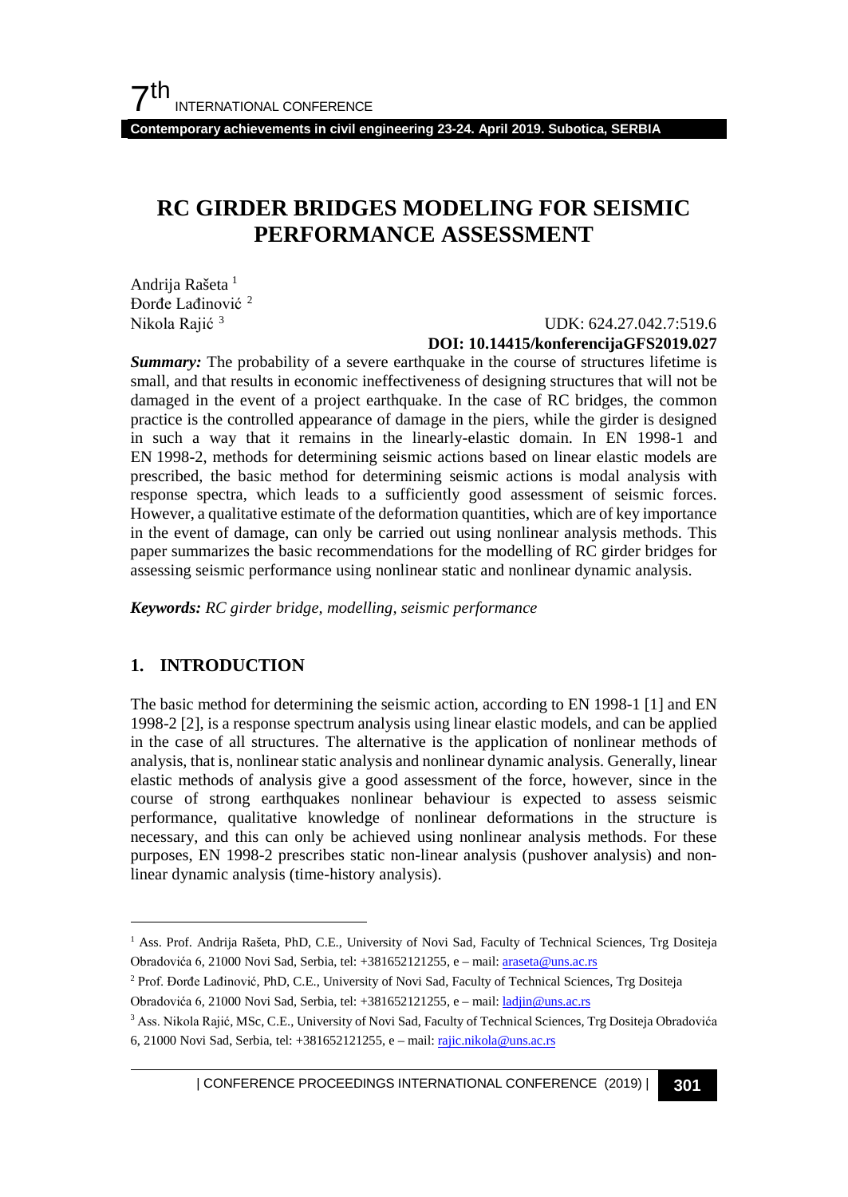# RC GIRDER BRIDGES MODELING FOR SEISMIC PERFORMANCE ASSESSMENT

Andrija Rašeta [1]
Đorđe Lađinović [2]
Nikola Rajić [3]

UDK: 624.27.042.7:519.6
**DOI: 10.14415/konferencijaGFS2019.027**

***Summary:*** The probability of a severe earthquake in the course of structures lifetime is small, and that results in economic ineffectiveness of designing structures that will not be damaged in the event of a project earthquake. In the case of RC bridges, the common practice is the controlled appearance of damage in the piers, while the girder is designed in such a way that it remains in the linearly-elastic domain. In EN 1998-1 and EN 1998-2, methods for determining seismic actions based on linear elastic models are prescribed, the basic method for determining seismic actions is modal analysis with response spectra, which leads to a sufficiently good assessment of seismic forces. However, a qualitative estimate of the deformation quantities, which are of key importance in the event of damage, can only be carried out using nonlinear analysis methods. This paper summarizes the basic recommendations for the modelling of RC girder bridges for assessing seismic performance using nonlinear static and nonlinear dynamic analysis.

***Keywords:*** *RC girder bridge, modelling, seismic performance*

## 1. INTRODUCTION

The basic method for determining the seismic action, according to EN 1998-1 [1] and EN 1998-2 [2], is a response spectrum analysis using linear elastic models, and can be applied in the case of all structures. The alternative is the application of nonlinear methods of analysis, that is, nonlinear static analysis and nonlinear dynamic analysis. Generally, linear elastic methods of analysis give a good assessment of the force, however, since in the course of strong earthquakes nonlinear behaviour is expected to assess seismic performance, qualitative knowledge of nonlinear deformations in the structure is necessary, and this can only be achieved using nonlinear analysis methods. For these purposes, EN 1998-2 prescribes static non-linear analysis (pushover analysis) and non-linear dynamic analysis (time-history analysis).

---

[1] Ass. Prof. Andrija Rašeta, PhD, C.E., University of Novi Sad, Faculty of Technical Sciences, Trg Dositeja Obradovića 6, 21000 Novi Sad, Serbia, tel: +381652121255, e – mail: araseta@uns.ac.rs

[2] Prof. Đorđe Lađinović, PhD, C.E., University of Novi Sad, Faculty of Technical Sciences, Trg Dositeja Obradovića 6, 21000 Novi Sad, Serbia, tel: +381652121255, e – mail: ladjin@uns.ac.rs

[3] Ass. Nikola Rajić, MSc, C.E., University of Novi Sad, Faculty of Technical Sciences, Trg Dositeja Obradovića 6, 21000 Novi Sad, Serbia, tel: +381652121255, e – mail: rajic.nikola@uns.ac.rs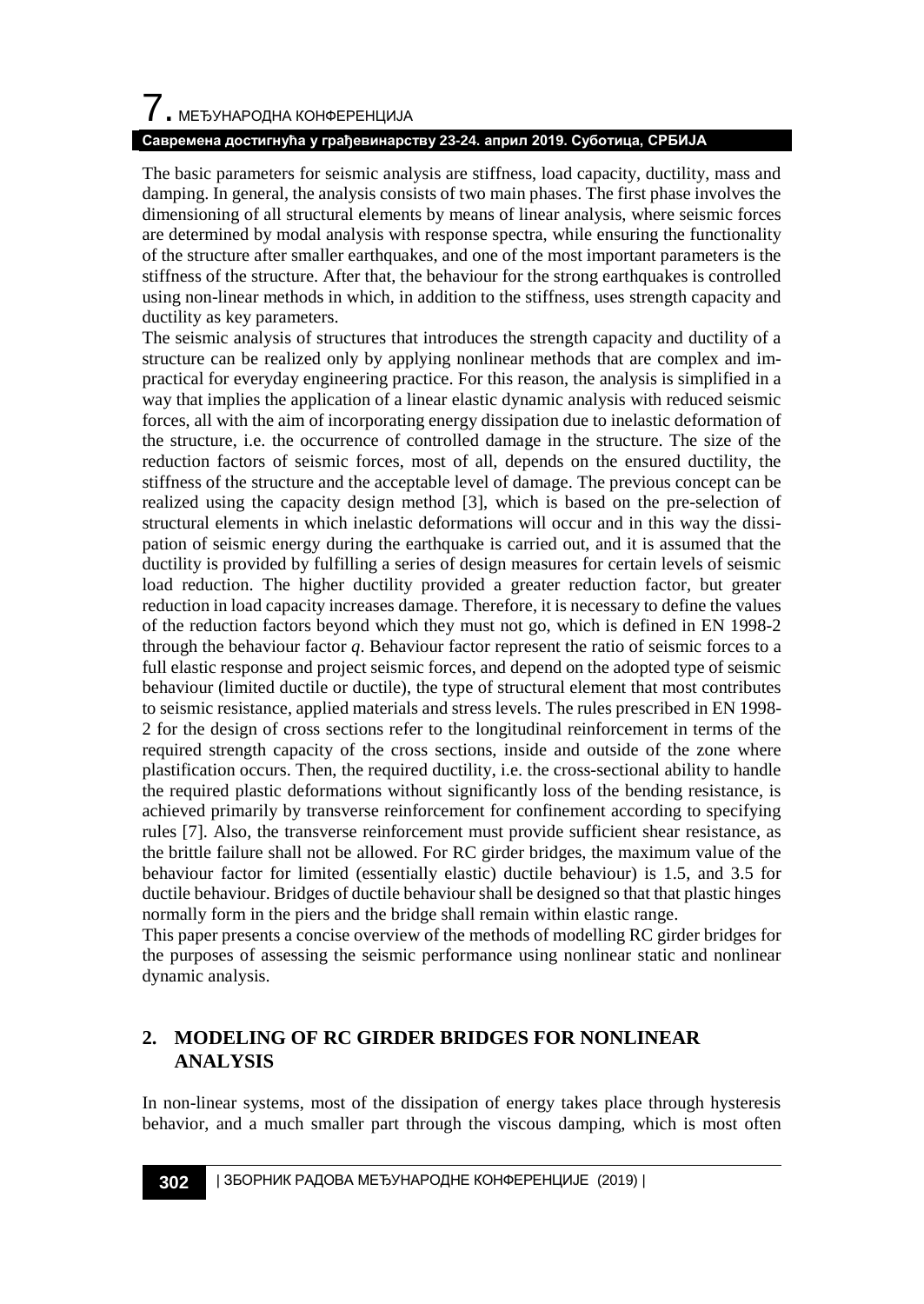The basic parameters for seismic analysis are stiffness, load capacity, ductility, mass and damping. In general, the analysis consists of two main phases. The first phase involves the dimensioning of all structural elements by means of linear analysis, where seismic forces are determined by modal analysis with response spectra, while ensuring the functionality of the structure after smaller earthquakes, and one of the most important parameters is the stiffness of the structure. After that, the behaviour for the strong earthquakes is controlled using non-linear methods in which, in addition to the stiffness, uses strength capacity and ductility as key parameters.

The seismic analysis of structures that introduces the strength capacity and ductility of a structure can be realized only by applying nonlinear methods that are complex and impractical for everyday engineering practice. For this reason, the analysis is simplified in a way that implies the application of a linear elastic dynamic analysis with reduced seismic forces, all with the aim of incorporating energy dissipation due to inelastic deformation of the structure, i.e. the occurrence of controlled damage in the structure. The size of the reduction factors of seismic forces, most of all, depends on the ensured ductility, the stiffness of the structure and the acceptable level of damage. The previous concept can be realized using the capacity design method [3], which is based on the pre-selection of structural elements in which inelastic deformations will occur and in this way the dissipation of seismic energy during the earthquake is carried out, and it is assumed that the ductility is provided by fulfilling a series of design measures for certain levels of seismic load reduction. The higher ductility provided a greater reduction factor, but greater reduction in load capacity increases damage. Therefore, it is necessary to define the values of the reduction factors beyond which they must not go, which is defined in EN 1998-2 through the behaviour factor $q$. Behaviour factor represent the ratio of seismic forces to a full elastic response and project seismic forces, and depend on the adopted type of seismic behaviour (limited ductile or ductile), the type of structural element that most contributes to seismic resistance, applied materials and stress levels. The rules prescribed in EN 1998-2 for the design of cross sections refer to the longitudinal reinforcement in terms of the required strength capacity of the cross sections, inside and outside of the zone where plastification occurs. Then, the required ductility, i.e. the cross-sectional ability to handle the required plastic deformations without significantly loss of the bending resistance, is achieved primarily by transverse reinforcement for confinement according to specifying rules [7]. Also, the transverse reinforcement must provide sufficient shear resistance, as the brittle failure shall not be allowed. For RC girder bridges, the maximum value of the behaviour factor for limited (essentially elastic) ductile behaviour) is 1.5, and 3.5 for ductile behaviour. Bridges of ductile behaviour shall be designed so that that plastic hinges normally form in the piers and the bridge shall remain within elastic range.

This paper presents a concise overview of the methods of modelling RC girder bridges for the purposes of assessing the seismic performance using nonlinear static and nonlinear dynamic analysis.

## 2. MODELING OF RC GIRDER BRIDGES FOR NONLINEAR ANALYSIS

In non-linear systems, most of the dissipation of energy takes place through hysteresis behavior, and a much smaller part through the viscous damping, which is most often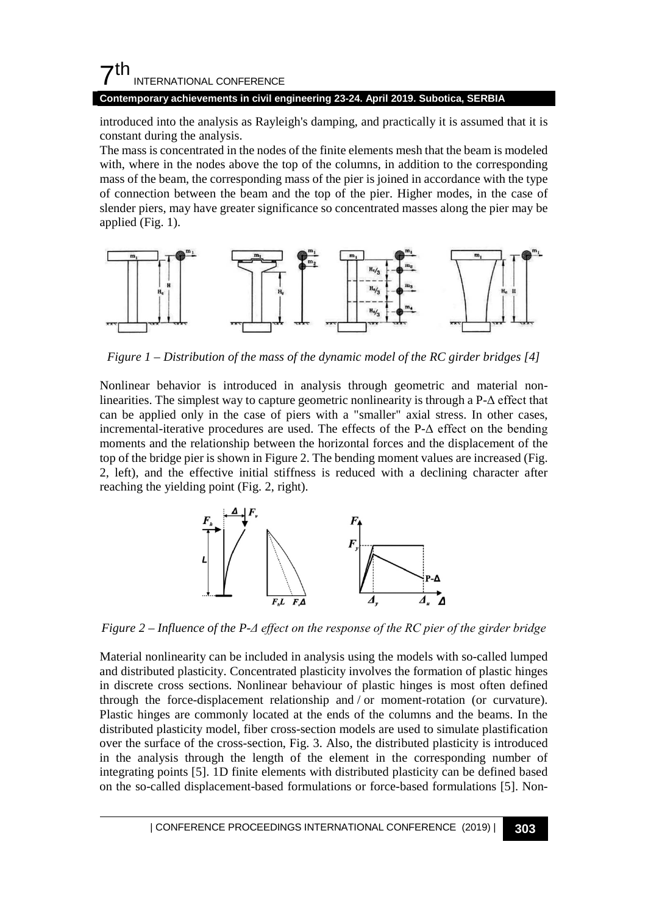introduced into the analysis as Rayleigh's damping, and practically it is assumed that it is constant during the analysis.

The mass is concentrated in the nodes of the finite elements mesh that the beam is modeled with, where in the nodes above the top of the columns, in addition to the corresponding mass of the beam, the corresponding mass of the pier is joined in accordance with the type of connection between the beam and the top of the pier. Higher modes, in the case of slender piers, may have greater significance so concentrated masses along the pier may be applied (Fig. 1).

*Figure 1 – Distribution of the mass of the dynamic model of the RC girder bridges [4]*

Nonlinear behavior is introduced in analysis through geometric and material non-linearities. The simplest way to capture geometric nonlinearity is through a P-Δ effect that can be applied only in the case of piers with a "smaller" axial stress. In other cases, incremental-iterative procedures are used. The effects of the P-Δ effect on the bending moments and the relationship between the horizontal forces and the displacement of the top of the bridge pier is shown in Figure 2. The bending moment values are increased (Fig. 2, left), and the effective initial stiffness is reduced with a declining character after reaching the yielding point (Fig. 2, right).

*Figure 2 – Influence of the P-Δ effect on the response of the RC pier of the girder bridge*

Material nonlinearity can be included in analysis using the models with so-called lumped and distributed plasticity. Concentrated plasticity involves the formation of plastic hinges in discrete cross sections. Nonlinear behaviour of plastic hinges is most often defined through the force-displacement relationship and / or moment-rotation (or curvature). Plastic hinges are commonly located at the ends of the columns and the beams. In the distributed plasticity model, fiber cross-section models are used to simulate plastification over the surface of the cross-section, Fig. 3. Also, the distributed plasticity is introduced in the analysis through the length of the element in the corresponding number of integrating points [5]. 1D finite elements with distributed plasticity can be defined based on the so-called displacement-based formulations or force-based formulations [5]. Non-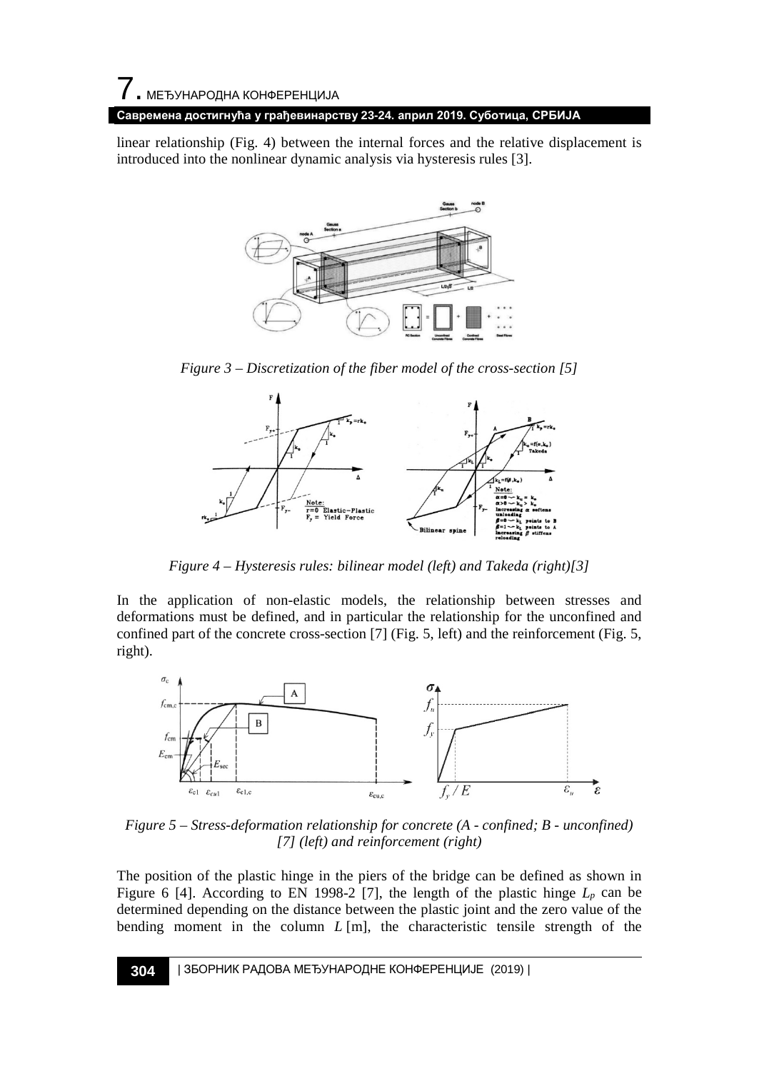linear relationship (Fig. 4) between the internal forces and the relative displacement is introduced into the nonlinear dynamic analysis via hysteresis rules [3].

*Figure 3 – Discretization of the fiber model of the cross-section [5]*

*Figure 4 – Hysteresis rules: bilinear model (left) and Takeda (right)[3]*

In the application of non-elastic models, the relationship between stresses and deformations must be defined, and in particular the relationship for the unconfined and confined part of the concrete cross-section [7] (Fig. 5, left) and the reinforcement (Fig. 5, right).

*Figure 5 – Stress-deformation relationship for concrete (A - confined; B - unconfined) [7] (left) and reinforcement (right)*

The position of the plastic hinge in the piers of the bridge can be defined as shown in Figure 6 [4]. According to EN 1998-2 [7], the length of the plastic hinge $L_p$ can be determined depending on the distance between the plastic joint and the zero value of the bending moment in the column $L$ [m], the characteristic tensile strength of the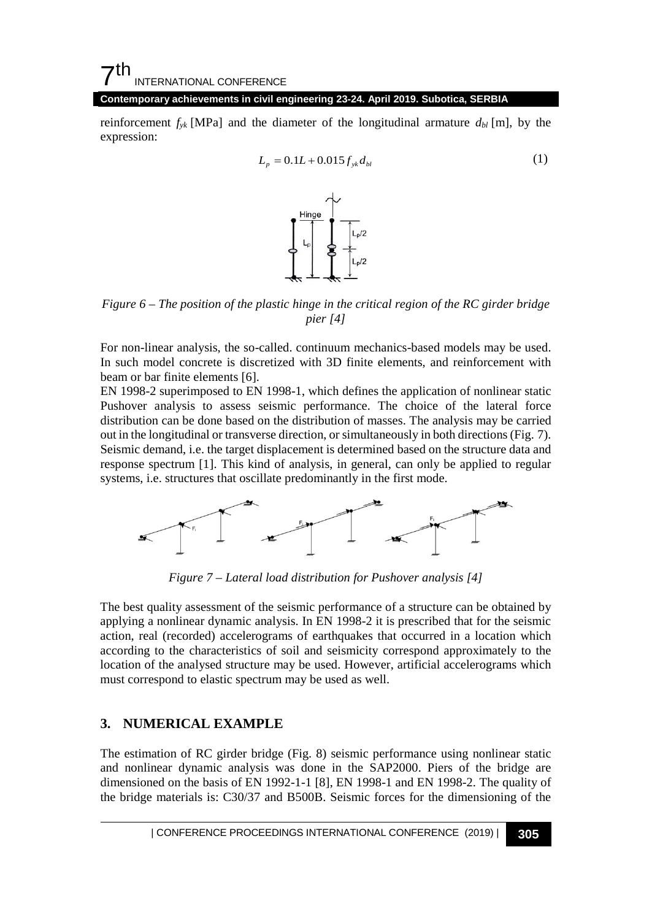reinforcement $f_{yk}$ [MPa] and the diameter of the longitudinal armature $d_{bl}$ [m], by the expression:

$$L_p = 0.1L + 0.015 f_{yk} d_{bl} \tag{1}$$

*Figure 6 – The position of the plastic hinge in the critical region of the RC girder bridge pier [4]*

For non-linear analysis, the so-called. continuum mechanics-based models may be used. In such model concrete is discretized with 3D finite elements, and reinforcement with beam or bar finite elements [6].

EN 1998-2 superimposed to EN 1998-1, which defines the application of nonlinear static Pushover analysis to assess seismic performance. The choice of the lateral force distribution can be done based on the distribution of masses. The analysis may be carried out in the longitudinal or transverse direction, or simultaneously in both directions (Fig. 7). Seismic demand, i.e. the target displacement is determined based on the structure data and response spectrum [1]. This kind of analysis, in general, can only be applied to regular systems, i.e. structures that oscillate predominantly in the first mode.

*Figure 7 – Lateral load distribution for Pushover analysis [4]*

The best quality assessment of the seismic performance of a structure can be obtained by applying a nonlinear dynamic analysis. In EN 1998-2 it is prescribed that for the seismic action, real (recorded) accelerograms of earthquakes that occurred in a location which according to the characteristics of soil and seismicity correspond approximately to the location of the analysed structure may be used. However, artificial accelerograms which must correspond to elastic spectrum may be used as well.

## 3. NUMERICAL EXAMPLE

The estimation of RC girder bridge (Fig. 8) seismic performance using nonlinear static and nonlinear dynamic analysis was done in the SAP2000. Piers of the bridge are dimensioned on the basis of EN 1992-1-1 [8], EN 1998-1 and EN 1998-2. The quality of the bridge materials is: C30/37 and B500B. Seismic forces for the dimensioning of the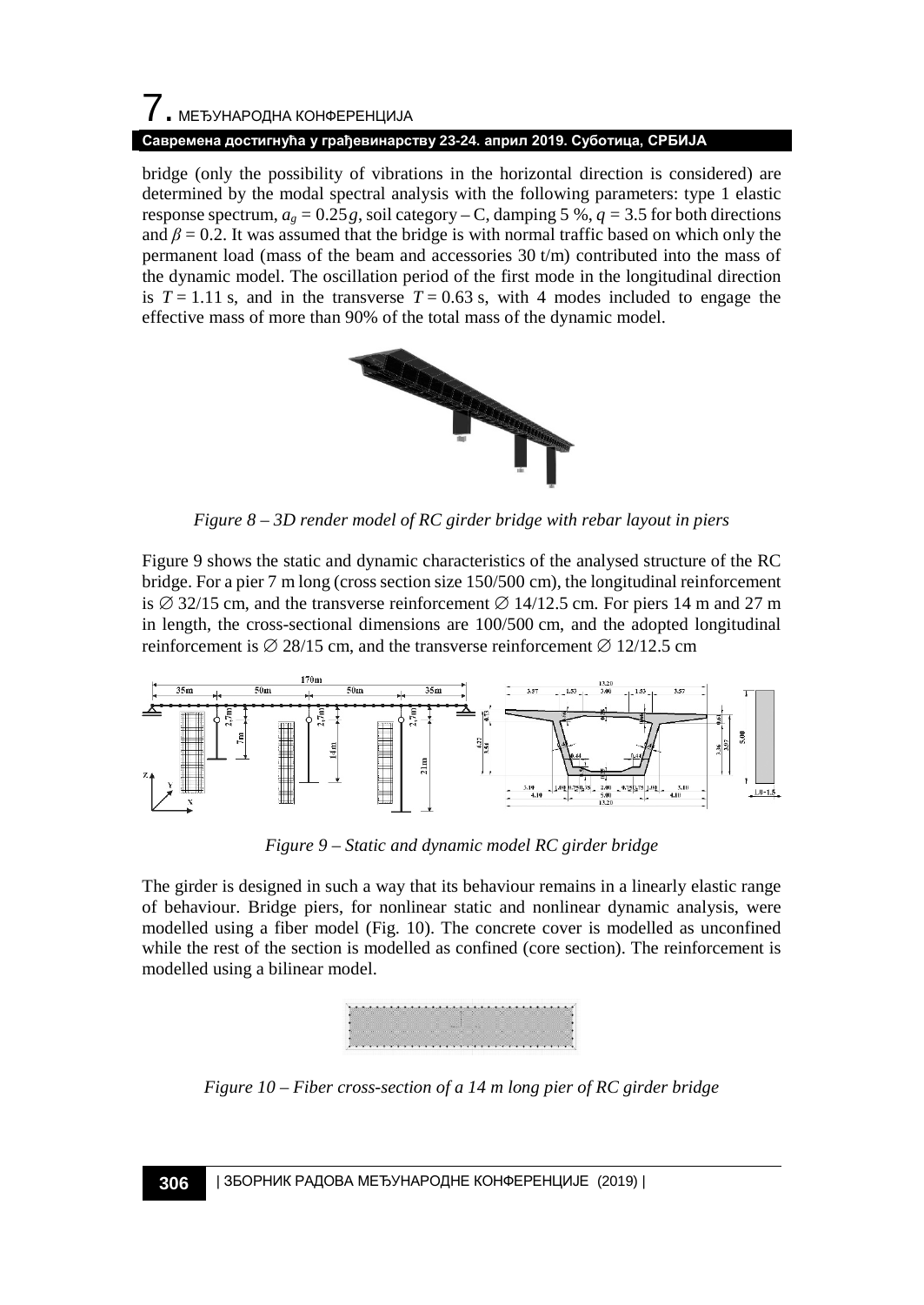bridge (only the possibility of vibrations in the horizontal direction is considered) are determined by the modal spectral analysis with the following parameters: type 1 elastic response spectrum, $a_g = 0.25g$, soil category – C, damping 5 %, $q = 3.5$ for both directions and $\beta = 0.2$. It was assumed that the bridge is with normal traffic based on which only the permanent load (mass of the beam and accessories 30 t/m) contributed into the mass of the dynamic model. The oscillation period of the first mode in the longitudinal direction is $T = 1.11$ s, and in the transverse $T = 0.63$ s, with 4 modes included to engage the effective mass of more than 90% of the total mass of the dynamic model.

*Figure 8 – 3D render model of RC girder bridge with rebar layout in piers*

Figure 9 shows the static and dynamic characteristics of the analysed structure of the RC bridge. For a pier 7 m long (cross section size 150/500 cm), the longitudinal reinforcement is ∅ 32/15 cm, and the transverse reinforcement ∅ 14/12.5 cm. For piers 14 m and 27 m in length, the cross-sectional dimensions are 100/500 cm, and the adopted longitudinal reinforcement is ∅ 28/15 cm, and the transverse reinforcement ∅ 12/12.5 cm

*Figure 9 – Static and dynamic model RC girder bridge*

The girder is designed in such a way that its behaviour remains in a linearly elastic range of behaviour. Bridge piers, for nonlinear static and nonlinear dynamic analysis, were modelled using a fiber model (Fig. 10). The concrete cover is modelled as unconfined while the rest of the section is modelled as confined (core section). The reinforcement is modelled using a bilinear model.

*Figure 10 – Fiber cross-section of a 14 m long pier of RC girder bridge*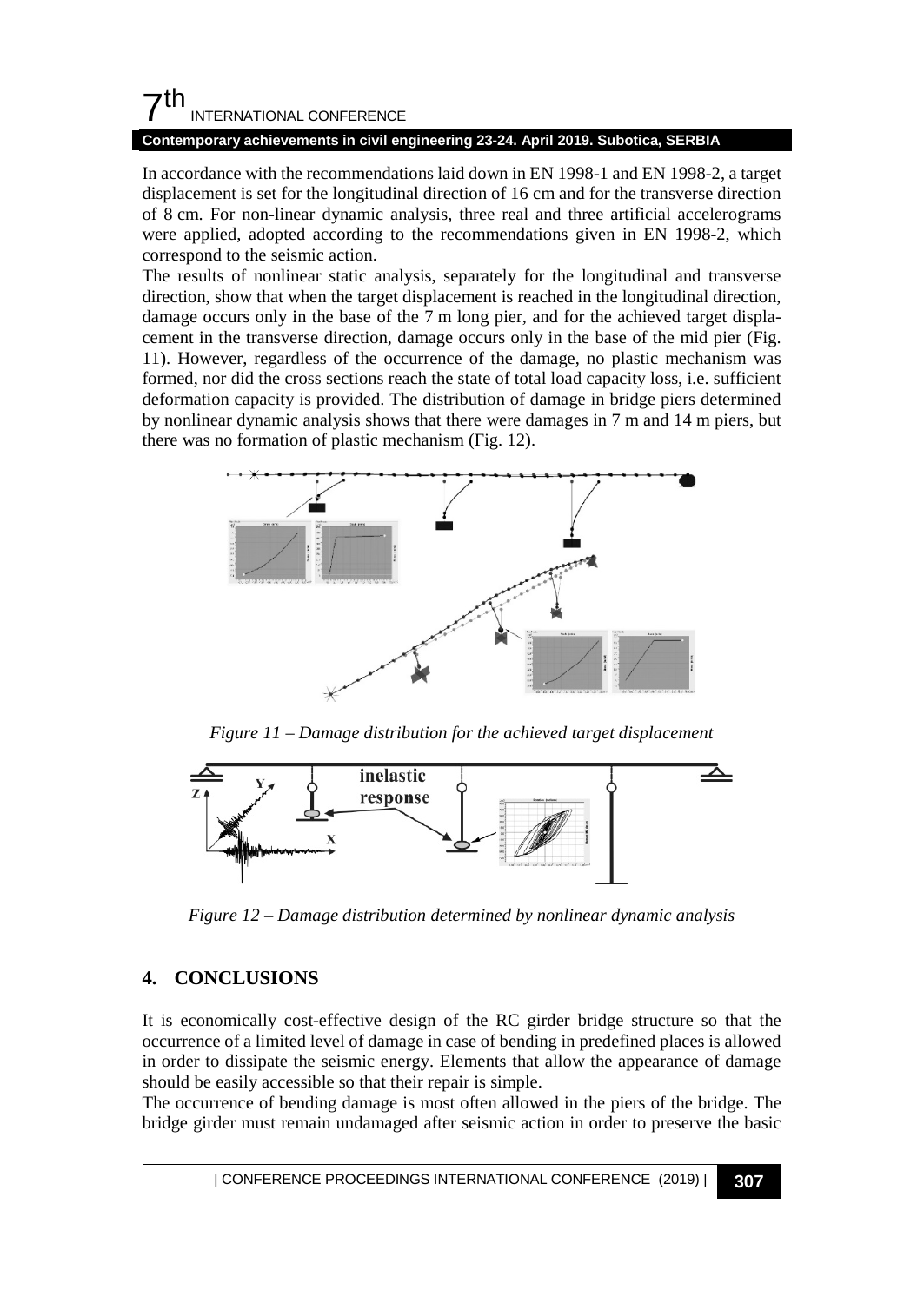In accordance with the recommendations laid down in EN 1998-1 and EN 1998-2, a target displacement is set for the longitudinal direction of 16 cm and for the transverse direction of 8 cm. For non-linear dynamic analysis, three real and three artificial accelerograms were applied, adopted according to the recommendations given in EN 1998-2, which correspond to the seismic action.

The results of nonlinear static analysis, separately for the longitudinal and transverse direction, show that when the target displacement is reached in the longitudinal direction, damage occurs only in the base of the 7 m long pier, and for the achieved target displacement in the transverse direction, damage occurs only in the base of the mid pier (Fig. 11). However, regardless of the occurrence of the damage, no plastic mechanism was formed, nor did the cross sections reach the state of total load capacity loss, i.e. sufficient deformation capacity is provided. The distribution of damage in bridge piers determined by nonlinear dynamic analysis shows that there were damages in 7 m and 14 m piers, but there was no formation of plastic mechanism (Fig. 12).

*Figure 11 – Damage distribution for the achieved target displacement*

*Figure 12 – Damage distribution determined by nonlinear dynamic analysis*

## 4. CONCLUSIONS

It is economically cost-effective design of the RC girder bridge structure so that the occurrence of a limited level of damage in case of bending in predefined places is allowed in order to dissipate the seismic energy. Elements that allow the appearance of damage should be easily accessible so that their repair is simple.

The occurrence of bending damage is most often allowed in the piers of the bridge. The bridge girder must remain undamaged after seismic action in order to preserve the basic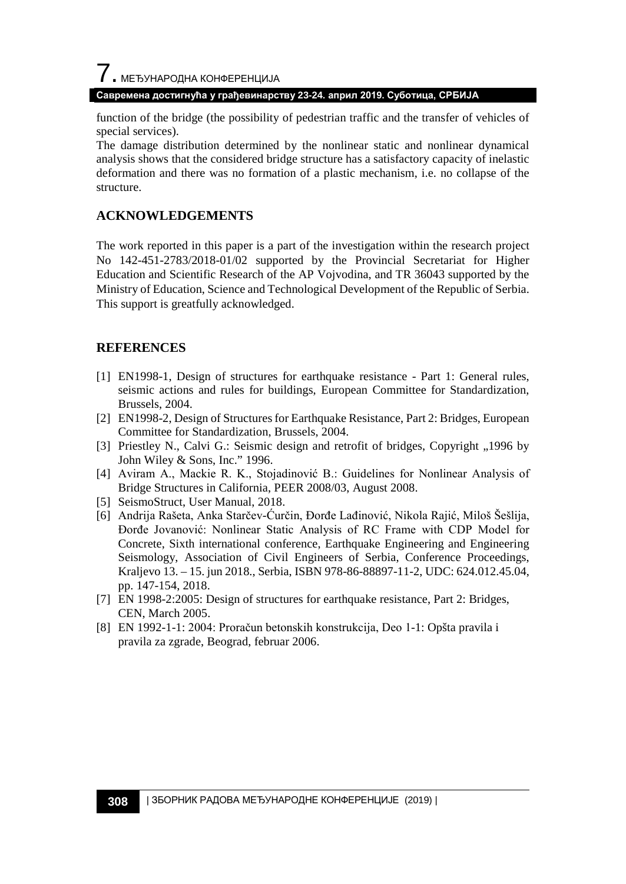function of the bridge (the possibility of pedestrian traffic and the transfer of vehicles of special services).

The damage distribution determined by the nonlinear static and nonlinear dynamical analysis shows that the considered bridge structure has a satisfactory capacity of inelastic deformation and there was no formation of a plastic mechanism, i.e. no collapse of the structure.

## ACKNOWLEDGEMENTS

The work reported in this paper is a part of the investigation within the research project No 142-451-2783/2018-01/02 supported by the Provincial Secretariat for Higher Education and Scientific Research of the AP Vojvodina, and TR 36043 supported by the Ministry of Education, Science and Technological Development of the Republic of Serbia. This support is greatfully acknowledged.

## REFERENCES

[1] EN1998-1, Design of structures for earthquake resistance - Part 1: General rules, seismic actions and rules for buildings, European Committee for Standardization, Brussels, 2004.

[2] EN1998-2, Design of Structures for Earthquake Resistance, Part 2: Bridges, European Committee for Standardization, Brussels, 2004.

[3] Priestley N., Calvi G.: Seismic design and retrofit of bridges, Copyright „1996 by John Wiley & Sons, Inc." 1996.

[4] Aviram A., Mackie R. K., Stojadinović B.: Guidelines for Nonlinear Analysis of Bridge Structures in California, PEER 2008/03, August 2008.

[5] SeismoStruct, User Manual, 2018.

[6] Andrija Rašeta, Anka Starčev-Ćurčin, Đorđe Lađinović, Nikola Rajić, Miloš Šešlija, Đorđe Jovanović: Nonlinear Static Analysis of RC Frame with CDP Model for Concrete, Sixth international conference, Earthquake Engineering and Engineering Seismology, Association of Civil Engineers of Serbia, Conference Proceedings, Kraljevo 13. – 15. jun 2018., Serbia, ISBN 978-86-88897-11-2, UDC: 624.012.45.04, pp. 147-154, 2018.

[7] EN 1998-2:2005: Design of structures for earthquake resistance, Part 2: Bridges, CEN, March 2005.

[8] EN 1992-1-1: 2004: Proračun betonskih konstrukcija, Deo 1-1: Opšta pravila i pravila za zgrade, Beograd, februar 2006.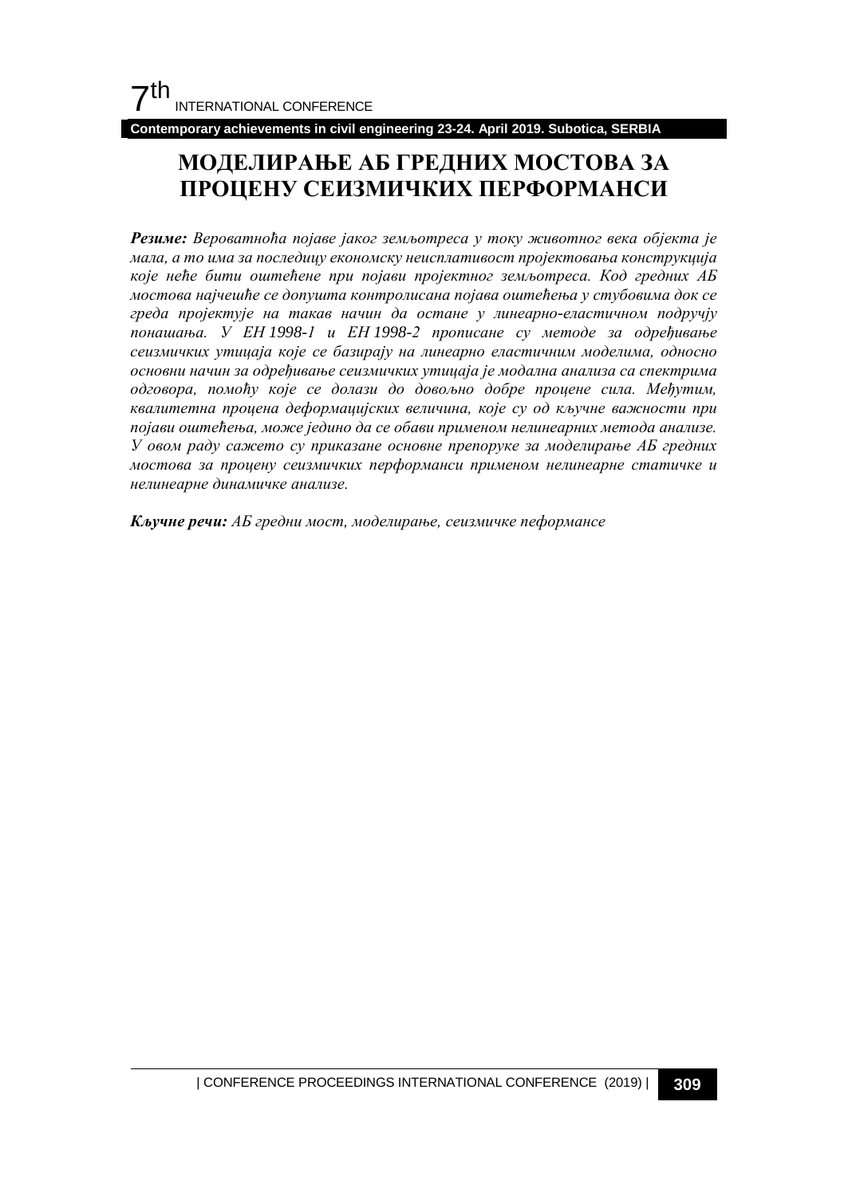# МОДЕЛИРАЊЕ АБ ГРЕДНИХ МОСТОВА ЗА ПРОЦЕНУ СЕИЗМИЧКИХ ПЕРФОРМАНСИ

***Резиме:*** *Вероватноћа појаве јаког земљотреса у току животног века објекта је мала, а то има за последицу економску неисплативост пројектовања конструкција које неће бити оштећене при појави пројектног земљотреса. Код гредних АБ мостова најчешће се допушта контролисана појава оштећења у стубовима док се греда пројектује на такав начин да остане у линеарно-еластичном подручју понашања. У ЕН 1998-1 и ЕН 1998-2 прописане су методе за одређивање сеизмичких утицаја које се базирају на линеарно еластичним моделима, односно основни начин за одређивање сеизмичких утицаја је модална анализа са спектрима одговора, помоћу које се долази до довољно добре процене сила. Међутим, квалитетна процена деформацијских величина, које су од кључне важности при појави оштећења, може једино да се обави применом нелинеарних метода анализе. У овом раду сажето су приказане основне препоруке за моделирање АБ гредних мостова за процену сеизмичких перформанси применом нелинеарне статичке и нелинеарне динамичке анализе.*

***Кључне речи:*** *АБ гредни мост, моделирање, сеизмичке пеформансе*